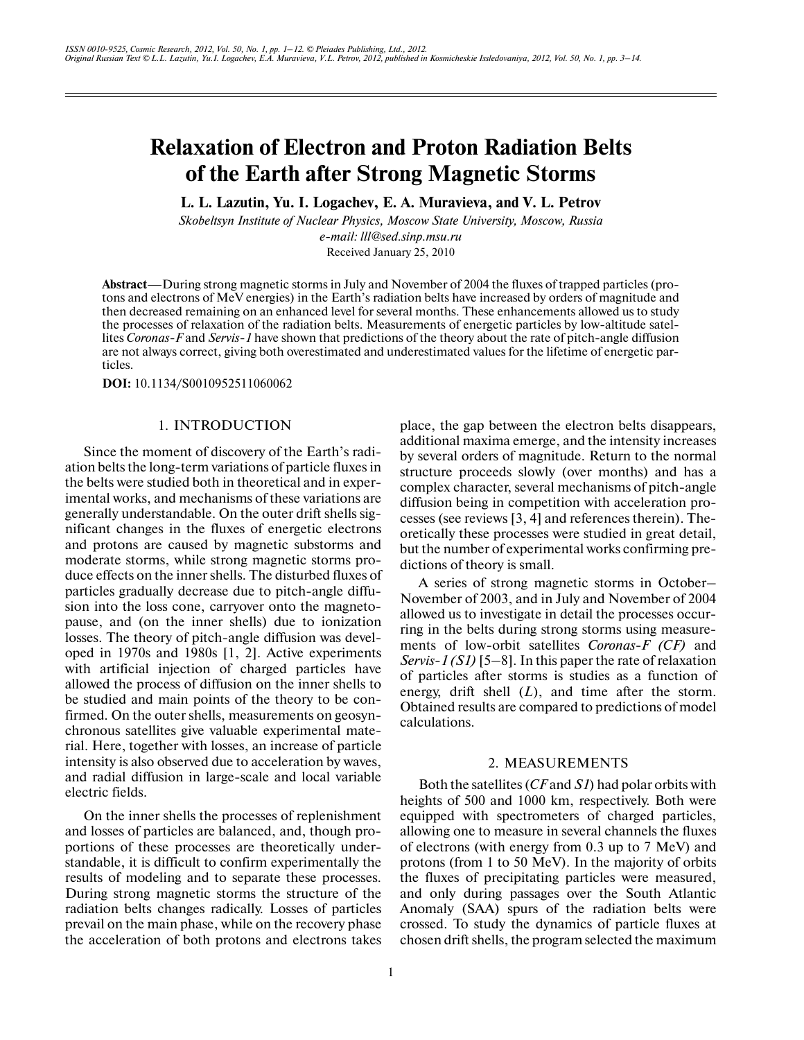# Relaxation of Electron and Proton Radiation Belts of the Earth after Strong Magnetic Storms

**L. L. Lazutin, Yu. I. Logachev, E. A. Muravieva, and V. L. Petrov**

*Skobeltsyn Institute of Nuclear Physics, Moscow State University, Moscow, Russia*

*e-mail: lll@sed.sinp.msu.ru*

Received January 25, 2010

**Abstract**—During strong magnetic storms in July and November of 2004 the fluxes of trapped particles (protons and electrons of MeV energies) in the Earth's radiation belts have increased by orders of magnitude and then decreased remaining on an enhanced level for several months. These enhancements allowed us to study the processes of relaxation of the radiation belts. Measurements of energetic particles by low-altitude satellites *Coronas-F* and *Servis-1* have shown that predictions of the theory about the rate of pitch-angle diffusion are not always correct, giving both overestimated and underestimated values for the lifetime of energetic particles.

**DOI:** 10.1134/S0010952511060062

## 1. INTRODUCTION

Since the moment of discovery of the Earth's radiation belts the long-term variations of particle fluxes in the belts were studied both in theoretical and in experimental works, and mechanisms of these variations are generally understandable. On the outer drift shells significant changes in the fluxes of energetic electrons and protons are caused by magnetic substorms and moderate storms, while strong magnetic storms produce effects on the inner shells. The disturbed fluxes of particles gradually decrease due to pitch-angle diffusion into the loss cone, carryover onto the magnetopause, and (on the inner shells) due to ionization losses. The theory of pitch-angle diffusion was developed in 1970s and 1980s [1, 2]. Active experiments with artificial injection of charged particles have allowed the process of diffusion on the inner shells to be studied and main points of the theory to be confirmed. On the outer shells, measurements on geosynchronous satellites give valuable experimental material. Here, together with losses, an increase of particle intensity is also observed due to acceleration by waves, and radial diffusion in large-scale and local variable electric fields.

On the inner shells the processes of replenishment and losses of particles are balanced, and, though proportions of these processes are theoretically understandable, it is difficult to confirm experimentally the results of modeling and to separate these processes. During strong magnetic storms the structure of the radiation belts changes radically. Losses of particles prevail on the main phase, while on the recovery phase the acceleration of both protons and electrons takes place, the gap between the electron belts disappears, additional maxima emerge, and the intensity increases by several orders of magnitude. Return to the normal structure proceeds slowly (over months) and has a complex character, several mechanisms of pitch-angle diffusion being in competition with acceleration processes (see reviews [3, 4] and references therein). Theoretically these processes were studied in great detail, but the number of experimental works confirming predictions of theory is small.

A series of strong magnetic storms in October–November of 2003, and in July and November of 2004 allowed us to investigate in detail the processes occurring in the belts during strong storms using measurements of low-orbit satellites *Coronas-F (CF)* and *Servis-1 (S1)* [5–8]. In this paper the rate of relaxation of particles after storms is studies as a function of energy, drift shell ($L$), and time after the storm. Obtained results are compared to predictions of model calculations.

## 2. MEASUREMENTS

Both the satellites (*CF* and *S1*) had polar orbits with heights of 500 and 1000 km, respectively. Both were equipped with spectrometers of charged particles, allowing one to measure in several channels the fluxes of electrons (with energy from 0.3 up to 7 MeV) and protons (from 1 to 50 MeV). In the majority of orbits the fluxes of precipitating particles were measured, and only during passages over the South Atlantic Anomaly (SAA) spurs of the radiation belts were crossed. To study the dynamics of particle fluxes at chosen drift shells, the program selected the maximum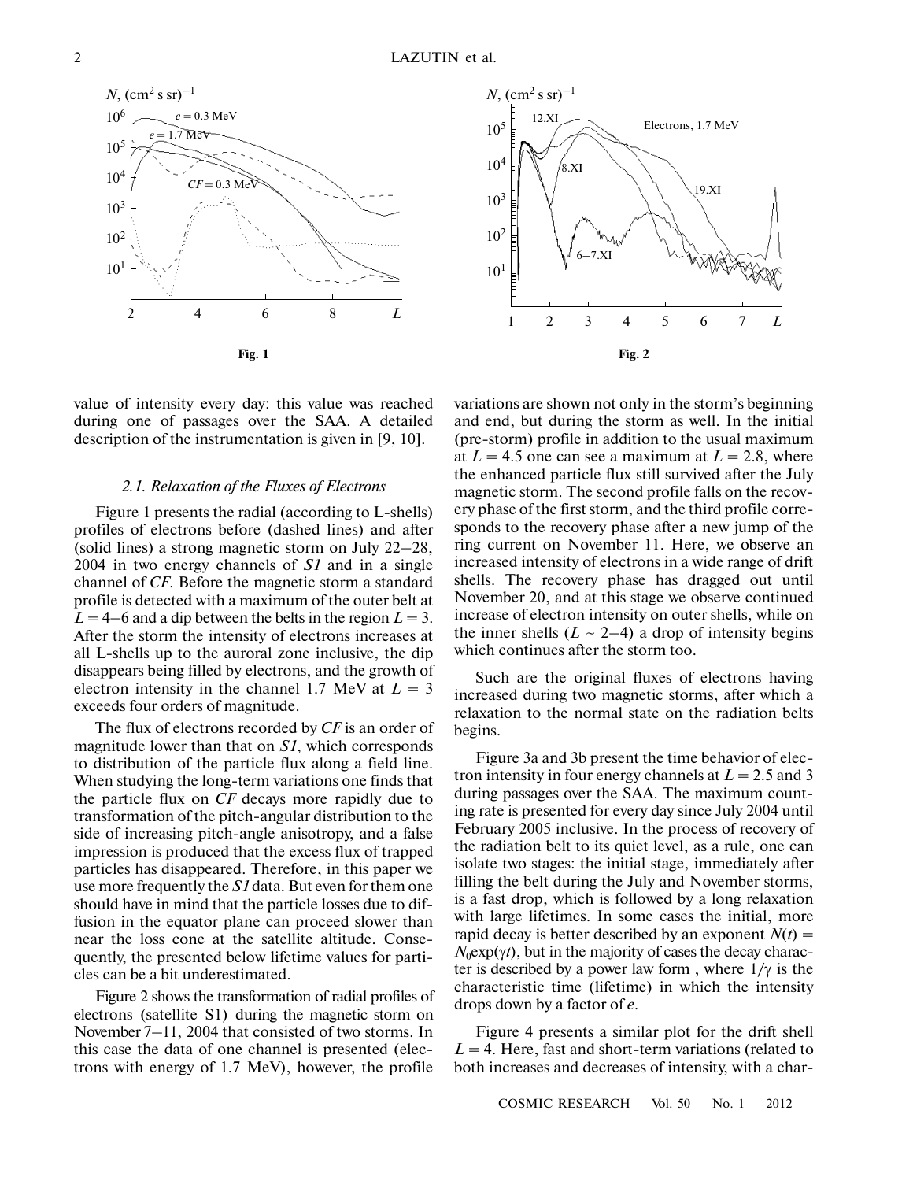Fig. 1

Fig. 2

value of intensity every day: this value was reached during one of passages over the SAA. A detailed description of the instrumentation is given in [9, 10].

### 2.1. Relaxation of the Fluxes of Electrons

Figure 1 presents the radial (according to L-shells) profiles of electrons before (dashed lines) and after (solid lines) a strong magnetic storm on July 22–28, 2004 in two energy channels of *S1* and in a single channel of *CF*. Before the magnetic storm a standard profile is detected with a maximum of the outer belt at $L = 4$–$6$ and a dip between the belts in the region $L = 3$. After the storm the intensity of electrons increases at all L-shells up to the auroral zone inclusive, the dip disappears being filled by electrons, and the growth of electron intensity in the channel 1.7 MeV at $L = 3$ exceeds four orders of magnitude.

The flux of electrons recorded by *CF* is an order of magnitude lower than that on *S1*, which corresponds to distribution of the particle flux along a field line. When studying the long-term variations one finds that the particle flux on *CF* decays more rapidly due to transformation of the pitch-angular distribution to the side of increasing pitch-angle anisotropy, and a false impression is produced that the excess flux of trapped particles has disappeared. Therefore, in this paper we use more frequently the *S1* data. But even for them one should have in mind that the particle losses due to diffusion in the equator plane can proceed slower than near the loss cone at the satellite altitude. Consequently, the presented below lifetime values for particles can be a bit underestimated.

Figure 2 shows the transformation of radial profiles of electrons (satellite S1) during the magnetic storm on November 7–11, 2004 that consisted of two storms. In this case the data of one channel is presented (electrons with energy of 1.7 MeV), however, the profile variations are shown not only in the storm's beginning and end, but during the storm as well. In the initial (pre-storm) profile in addition to the usual maximum at $L = 4.5$ one can see a maximum at $L = 2.8$, where the enhanced particle flux still survived after the July magnetic storm. The second profile falls on the recovery phase of the first storm, and the third profile corresponds to the recovery phase after a new jump of the ring current on November 11. Here, we observe an increased intensity of electrons in a wide range of drift shells. The recovery phase has dragged out until November 20, and at this stage we observe continued increase of electron intensity on outer shells, while on the inner shells ($L \sim 2$–$4$) a drop of intensity begins which continues after the storm too.

Such are the original fluxes of electrons having increased during two magnetic storms, after which a relaxation to the normal state on the radiation belts begins.

Figure 3a and 3b present the time behavior of electron intensity in four energy channels at $L = 2.5$ and 3 during passages over the SAA. The maximum counting rate is presented for every day since July 2004 until February 2005 inclusive. In the process of recovery of the radiation belt to its quiet level, as a rule, one can isolate two stages: the initial stage, immediately after filling the belt during the July and November storms, is a fast drop, which is followed by a long relaxation with large lifetimes. In some cases the initial, more rapid decay is better described by an exponent $N(t) = N_0\exp(\gamma t)$, but in the majority of cases the decay character is described by a power law form , where $1/\gamma$ is the characteristic time (lifetime) in which the intensity drops down by a factor of $e$.

Figure 4 presents a similar plot for the drift shell $L = 4$. Here, fast and short-term variations (related to both increases and decreases of intensity, with a char-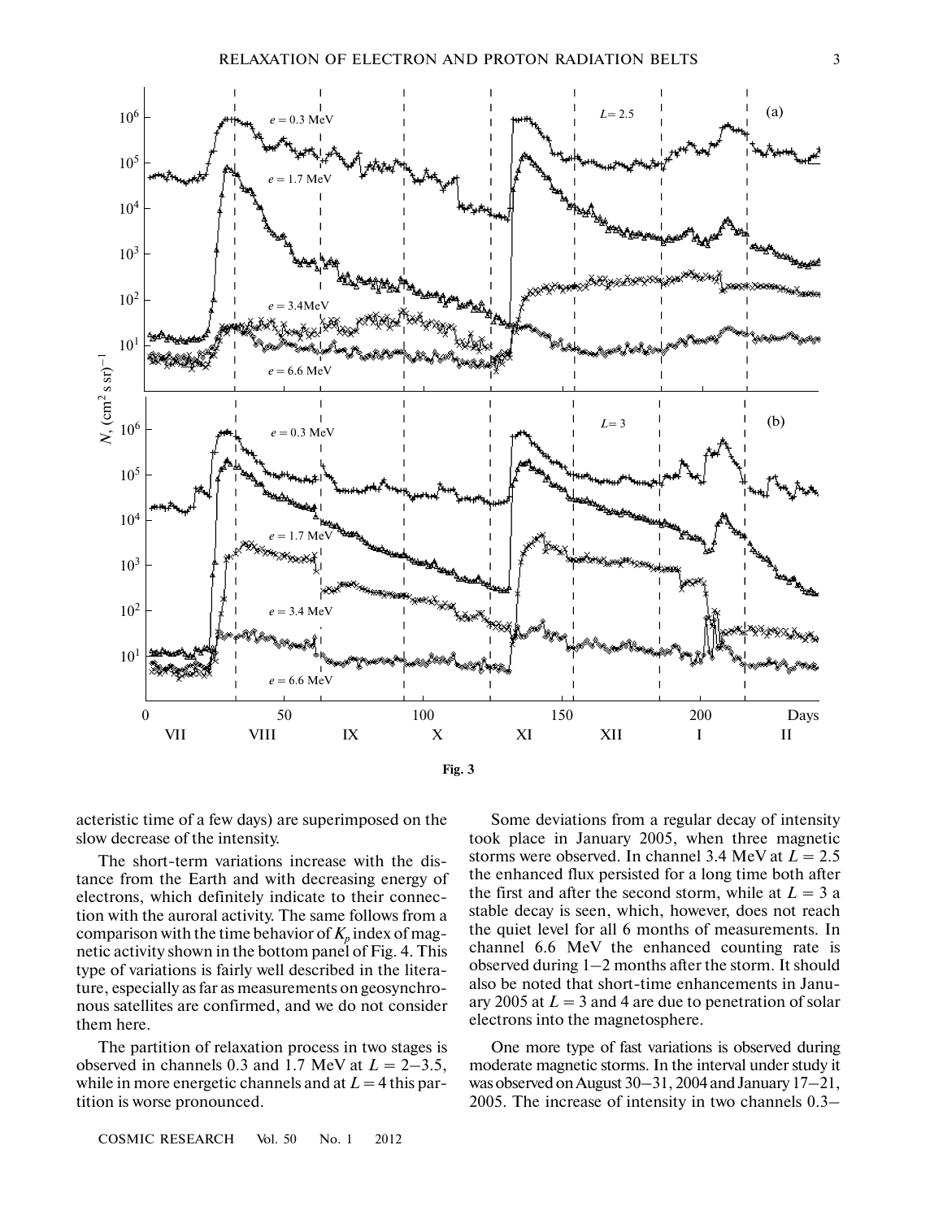Fig. 3

acteristic time of a few days) are superimposed on the slow decrease of the intensity.

The short-term variations increase with the distance from the Earth and with decreasing energy of electrons, which definitely indicate to their connection with the auroral activity. The same follows from a comparison with the time behavior of $K_p$ index of magnetic activity shown in the bottom panel of Fig. 4. This type of variations is fairly well described in the literature, especially as far as measurements on geosynchronous satellites are confirmed, and we do not consider them here.

The partition of relaxation process in two stages is observed in channels 0.3 and 1.7 MeV at $L = 2$–$3.5$, while in more energetic channels and at $L = 4$ this partition is worse pronounced.

Some deviations from a regular decay of intensity took place in January 2005, when three magnetic storms were observed. In channel 3.4 MeV at $L = 2.5$ the enhanced flux persisted for a long time both after the first and after the second storm, while at $L = 3$ a stable decay is seen, which, however, does not reach the quiet level for all 6 months of measurements. In channel 6.6 MeV the enhanced counting rate is observed during 1–2 months after the storm. It should also be noted that short-time enhancements in January 2005 at $L = 3$ and 4 are due to penetration of solar electrons into the magnetosphere.

One more type of fast variations is observed during moderate magnetic storms. In the interval under study it was observed on August 30–31, 2004 and January 17–21, 2005. The increase of intensity in two channels 0.3–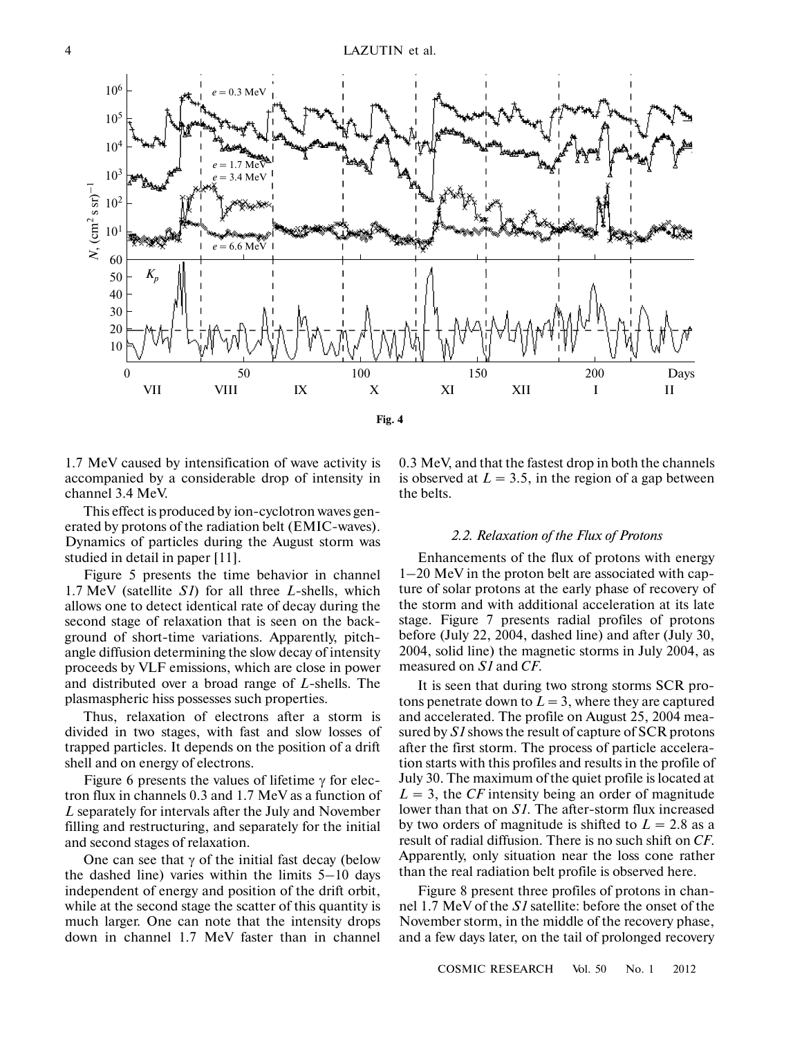**Fig. 4**

1.7 MeV caused by intensification of wave activity is accompanied by a considerable drop of intensity in channel 3.4 MeV.

This effect is produced by ion-cyclotron waves generated by protons of the radiation belt (EMIC-waves). Dynamics of particles during the August storm was studied in detail in paper [11].

Figure 5 presents the time behavior in channel 1.7 MeV (satellite *S1*) for all three *L*-shells, which allows one to detect identical rate of decay during the second stage of relaxation that is seen on the background of short-time variations. Apparently, pitch-angle diffusion determining the slow decay of intensity proceeds by VLF emissions, which are close in power and distributed over a broad range of *L*-shells. The plasmaspheric hiss possesses such properties.

Thus, relaxation of electrons after a storm is divided in two stages, with fast and slow losses of trapped particles. It depends on the position of a drift shell and on energy of electrons.

Figure 6 presents the values of lifetime $\gamma$ for electron flux in channels 0.3 and 1.7 MeV as a function of *L* separately for intervals after the July and November filling and restructuring, and separately for the initial and second stages of relaxation.

One can see that $\gamma$ of the initial fast decay (below the dashed line) varies within the limits 5–10 days independent of energy and position of the drift orbit, while at the second stage the scatter of this quantity is much larger. One can note that the intensity drops down in channel 1.7 MeV faster than in channel 0.3 MeV, and that the fastest drop in both the channels is observed at $L = 3.5$, in the region of a gap between the belts.

### *2.2. Relaxation of the Flux of Protons*

Enhancements of the flux of protons with energy 1–20 MeV in the proton belt are associated with capture of solar protons at the early phase of recovery of the storm and with additional acceleration at its late stage. Figure 7 presents radial profiles of protons before (July 22, 2004, dashed line) and after (July 30, 2004, solid line) the magnetic storms in July 2004, as measured on *S1* and *CF*.

It is seen that during two strong storms SCR protons penetrate down to $L = 3$, where they are captured and accelerated. The profile on August 25, 2004 measured by *S1* shows the result of capture of SCR protons after the first storm. The process of particle acceleration starts with this profiles and results in the profile of July 30. The maximum of the quiet profile is located at $L = 3$, the *CF* intensity being an order of magnitude lower than that on *S1*. The after-storm flux increased by two orders of magnitude is shifted to $L = 2.8$ as a result of radial diffusion. There is no such shift on *CF*. Apparently, only situation near the loss cone rather than the real radiation belt profile is observed here.

Figure 8 present three profiles of protons in channel 1.7 MeV of the *S1* satellite: before the onset of the November storm, in the middle of the recovery phase, and a few days later, on the tail of prolonged recovery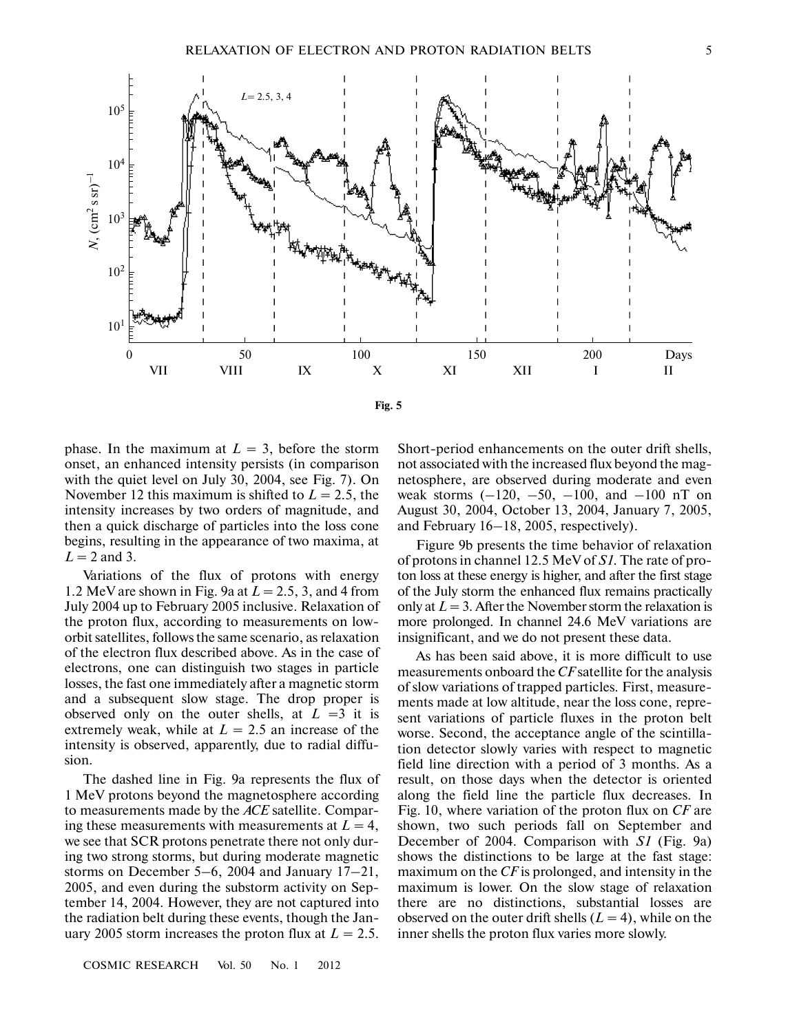Fig. 5

phase. In the maximum at $L = 3$, before the storm onset, an enhanced intensity persists (in comparison with the quiet level on July 30, 2004, see Fig. 7). On November 12 this maximum is shifted to $L = 2.5$, the intensity increases by two orders of magnitude, and then a quick discharge of particles into the loss cone begins, resulting in the appearance of two maxima, at $L = 2$ and 3.

Variations of the flux of protons with energy 1.2 MeV are shown in Fig. 9a at $L = 2.5$, 3, and 4 from July 2004 up to February 2005 inclusive. Relaxation of the proton flux, according to measurements on low-orbit satellites, follows the same scenario, as relaxation of the electron flux described above. As in the case of electrons, one can distinguish two stages in particle losses, the fast one immediately after a magnetic storm and a subsequent slow stage. The drop proper is observed only on the outer shells, at $L = 3$ it is extremely weak, while at $L = 2.5$ an increase of the intensity is observed, apparently, due to radial diffusion.

The dashed line in Fig. 9a represents the flux of 1 MeV protons beyond the magnetosphere according to measurements made by the *ACE* satellite. Comparing these measurements with measurements at $L = 4$, we see that SCR protons penetrate there not only during two strong storms, but during moderate magnetic storms on December 5–6, 2004 and January 17–21, 2005, and even during the substorm activity on September 14, 2004. However, they are not captured into the radiation belt during these events, though the January 2005 storm increases the proton flux at $L = 2.5$. Short-period enhancements on the outer drift shells, not associated with the increased flux beyond the magnetosphere, are observed during moderate and even weak storms (−120, −50, −100, and −100 nT on August 30, 2004, October 13, 2004, January 7, 2005, and February 16–18, 2005, respectively).

Figure 9b presents the time behavior of relaxation of protons in channel 12.5 MeV of *S1*. The rate of proton loss at these energy is higher, and after the first stage of the July storm the enhanced flux remains practically only at $L = 3$. After the November storm the relaxation is more prolonged. In channel 24.6 MeV variations are insignificant, and we do not present these data.

As has been said above, it is more difficult to use measurements onboard the *CF* satellite for the analysis of slow variations of trapped particles. First, measurements made at low altitude, near the loss cone, represent variations of particle fluxes in the proton belt worse. Second, the acceptance angle of the scintillation detector slowly varies with respect to magnetic field line direction with a period of 3 months. As a result, on those days when the detector is oriented along the field line the particle flux decreases. In Fig. 10, where variation of the proton flux on *CF* are shown, two such periods fall on September and December of 2004. Comparison with *S1* (Fig. 9a) shows the distinctions to be large at the fast stage: maximum on the *CF* is prolonged, and intensity in the maximum is lower. On the slow stage of relaxation there are no distinctions, substantial losses are observed on the outer drift shells ($L = 4$), while on the inner shells the proton flux varies more slowly.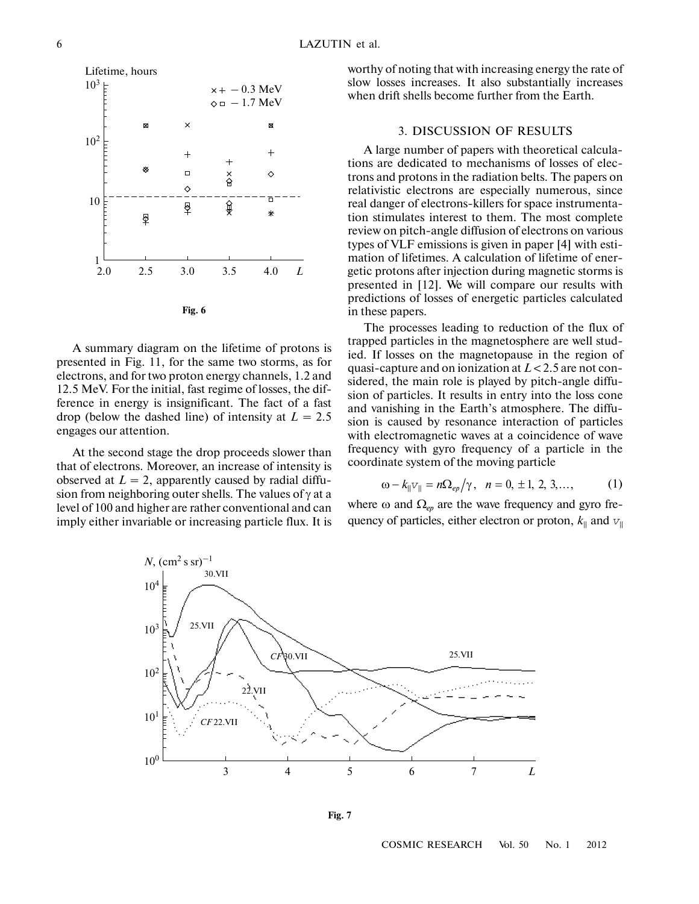Fig. 6

A summary diagram on the lifetime of protons is presented in Fig. 11, for the same two storms, as for electrons, and for two proton energy channels, 1.2 and 12.5 MeV. For the initial, fast regime of losses, the difference in energy is insignificant. The fact of a fast drop (below the dashed line) of intensity at $L = 2.5$ engages our attention.

At the second stage the drop proceeds slower than that of electrons. Moreover, an increase of intensity is observed at $L = 2$, apparently caused by radial diffusion from neighboring outer shells. The values of $\gamma$ at a level of 100 and higher are rather conventional and can imply either invariable or increasing particle flux. It is worthy of noting that with increasing energy the rate of slow losses increases. It also substantially increases when drift shells become further from the Earth.

## 3. DISCUSSION OF RESULTS

A large number of papers with theoretical calculations are dedicated to mechanisms of losses of electrons and protons in the radiation belts. The papers on relativistic electrons are especially numerous, since real danger of electrons-killers for space instrumentation stimulates interest to them. The most complete review on pitch-angle diffusion of electrons on various types of VLF emissions is given in paper [4] with estimation of lifetimes. A calculation of lifetime of energetic protons after injection during magnetic storms is presented in [12]. We will compare our results with predictions of losses of energetic particles calculated in these papers.

The processes leading to reduction of the flux of trapped particles in the magnetosphere are well studied. If losses on the magnetopause in the region of quasi-capture and on ionization at $L < 2.5$ are not considered, the main role is played by pitch-angle diffusion of particles. It results in entry into the loss cone and vanishing in the Earth's atmosphere. The diffusion is caused by resonance interaction of particles with electromagnetic waves at a coincidence of wave frequency with gyro frequency of a particle in the coordinate system of the moving particle

$$\omega - k_{\|}v_{\|} = n\Omega_{ep}/\gamma, \quad n = 0, \pm 1, 2, 3, \ldots, \qquad (1)$$

where $\omega$ and $\Omega_{ep}$ are the wave frequency and gyro frequency of particles, either electron or proton, $k_{\|}$ and $v_{\|}$

Fig. 7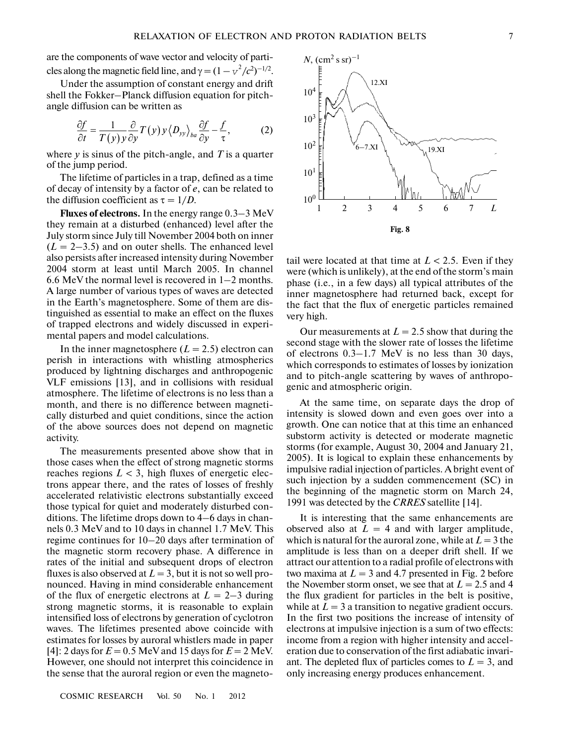are the components of wave vector and velocity of particles along the magnetic field line, and $\gamma = (1 - v^2/c^2)^{-1/2}$.

Under the assumption of constant energy and drift shell the Fokker–Planck diffusion equation for pitch-angle diffusion can be written as

$$\frac{\partial f}{\partial t} = \frac{1}{T(y)y}\frac{\partial}{\partial y}T(y)y\langle D_{yy}\rangle_{ba}\frac{\partial f}{\partial y} - \frac{f}{\tau}, \qquad (2)$$

where $y$ is sinus of the pitch-angle, and $T$ is a quarter of the jump period.

The lifetime of particles in a trap, defined as a time of decay of intensity by a factor of $e$, can be related to the diffusion coefficient as $\tau = 1/D$.

**Fluxes of electrons.** In the energy range 0.3–3 MeV they remain at a disturbed (enhanced) level after the July storm since July till November 2004 both on inner ($L = 2$–$3.5$) and on outer shells. The enhanced level also persists after increased intensity during November 2004 storm at least until March 2005. In channel 6.6 MeV the normal level is recovered in 1–2 months. A large number of various types of waves are detected in the Earth's magnetosphere. Some of them are distinguished as essential to make an effect on the fluxes of trapped electrons and widely discussed in experimental papers and model calculations.

In the inner magnetosphere ($L = 2.5$) electron can perish in interactions with whistling atmospherics produced by lightning discharges and anthropogenic VLF emissions [13], and in collisions with residual atmosphere. The lifetime of electrons is no less than a month, and there is no difference between magnetically disturbed and quiet conditions, since the action of the above sources does not depend on magnetic activity.

The measurements presented above show that in those cases when the effect of strong magnetic storms reaches regions $L < 3$, high fluxes of energetic electrons appear there, and the rates of losses of freshly accelerated relativistic electrons substantially exceed those typical for quiet and moderately disturbed conditions. The lifetime drops down to 4–6 days in channels 0.3 MeV and to 10 days in channel 1.7 MeV. This regime continues for 10–20 days after termination of the magnetic storm recovery phase. A difference in rates of the initial and subsequent drops of electron fluxes is also observed at $L = 3$, but it is not so well pronounced. Having in mind considerable enhancement of the flux of energetic electrons at $L = 2$–$3$ during strong magnetic storms, it is reasonable to explain intensified loss of electrons by generation of cyclotron waves. The lifetimes presented above coincide with estimates for losses by auroral whistlers made in paper [4]: 2 days for $E = 0.5$ MeV and 15 days for $E = 2$ MeV. However, one should not interpret this coincidence in the sense that the auroral region or even the magnetotail were located at that time at $L < 2.5$. Even if they were (which is unlikely), at the end of the storm's main phase (i.e., in a few days) all typical attributes of the inner magnetosphere had returned back, except for the fact that the flux of energetic particles remained very high.

**Fig. 8**

Our measurements at $L = 2.5$ show that during the second stage with the slower rate of losses the lifetime of electrons 0.3–1.7 MeV is no less than 30 days, which corresponds to estimates of losses by ionization and to pitch-angle scattering by waves of anthropogenic and atmospheric origin.

At the same time, on separate days the drop of intensity is slowed down and even goes over into a growth. One can notice that at this time an enhanced substorm activity is detected or moderate magnetic storms (for example, August 30, 2004 and January 21, 2005). It is logical to explain these enhancements by impulsive radial injection of particles. A bright event of such injection by a sudden commencement (SC) in the beginning of the magnetic storm on March 24, 1991 was detected by the *CRRES* satellite [14].

It is interesting that the same enhancements are observed also at $L = 4$ and with larger amplitude, which is natural for the auroral zone, while at $L = 3$ the amplitude is less than on a deeper drift shell. If we attract our attention to a radial profile of electrons with two maxima at $L = 3$ and 4.7 presented in Fig. 2 before the November storm onset, we see that at $L = 2.5$ and 4 the flux gradient for particles in the belt is positive, while at $L = 3$ a transition to negative gradient occurs. In the first two positions the increase of intensity of electrons at impulsive injection is a sum of two effects: income from a region with higher intensity and acceleration due to conservation of the first adiabatic invariant. The depleted flux of particles comes to $L = 3$, and only increasing energy produces enhancement.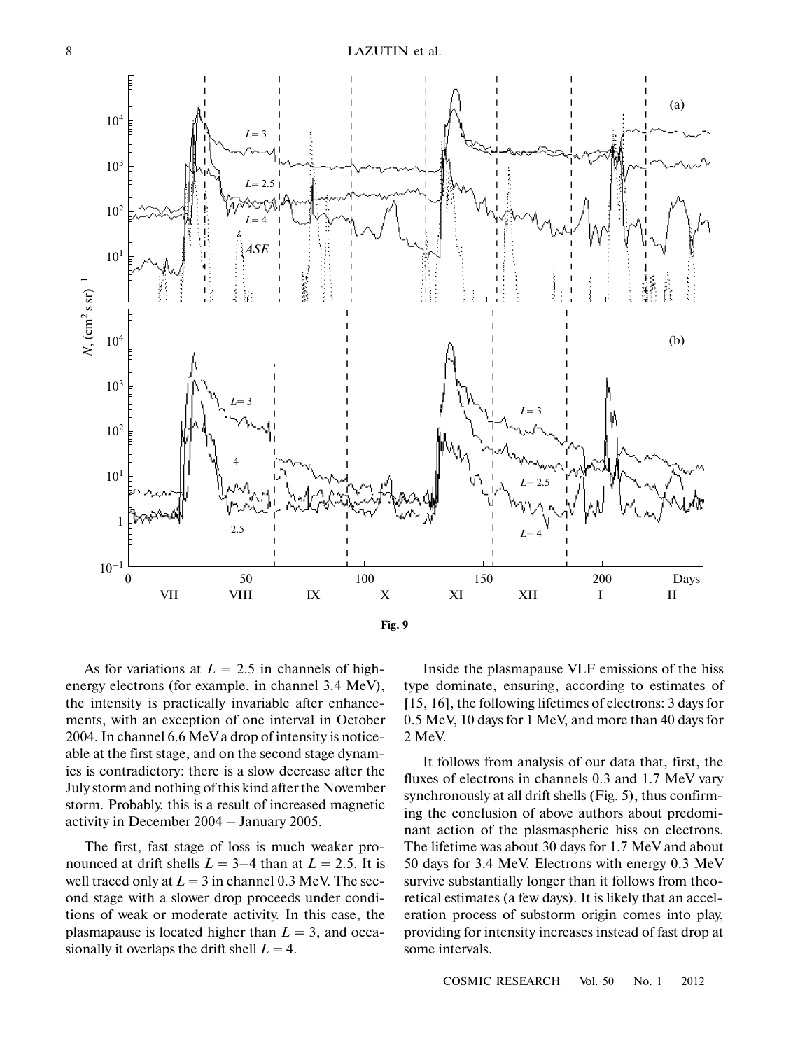**Fig. 9**

As for variations at $L = 2.5$ in channels of high-energy electrons (for example, in channel 3.4 MeV), the intensity is practically invariable after enhancements, with an exception of one interval in October 2004. In channel 6.6 MeV a drop of intensity is noticeable at the first stage, and on the second stage dynamics is contradictory: there is a slow decrease after the July storm and nothing of this kind after the November storm. Probably, this is a result of increased magnetic activity in December 2004 – January 2005.

The first, fast stage of loss is much weaker pronounced at drift shells $L = 3$–$4$ than at $L = 2.5$. It is well traced only at $L = 3$ in channel 0.3 MeV. The second stage with a slower drop proceeds under conditions of weak or moderate activity. In this case, the plasmapause is located higher than $L = 3$, and occasionally it overlaps the drift shell $L = 4$.

Inside the plasmapause VLF emissions of the hiss type dominate, ensuring, according to estimates of [15, 16], the following lifetimes of electrons: 3 days for 0.5 MeV, 10 days for 1 MeV, and more than 40 days for 2 MeV.

It follows from analysis of our data that, first, the fluxes of electrons in channels 0.3 and 1.7 MeV vary synchronously at all drift shells (Fig. 5), thus confirming the conclusion of above authors about predominant action of the plasmaspheric hiss on electrons. The lifetime was about 30 days for 1.7 MeV and about 50 days for 3.4 MeV. Electrons with energy 0.3 MeV survive substantially longer than it follows from theoretical estimates (a few days). It is likely that an acceleration process of substorm origin comes into play, providing for intensity increases instead of fast drop at some intervals.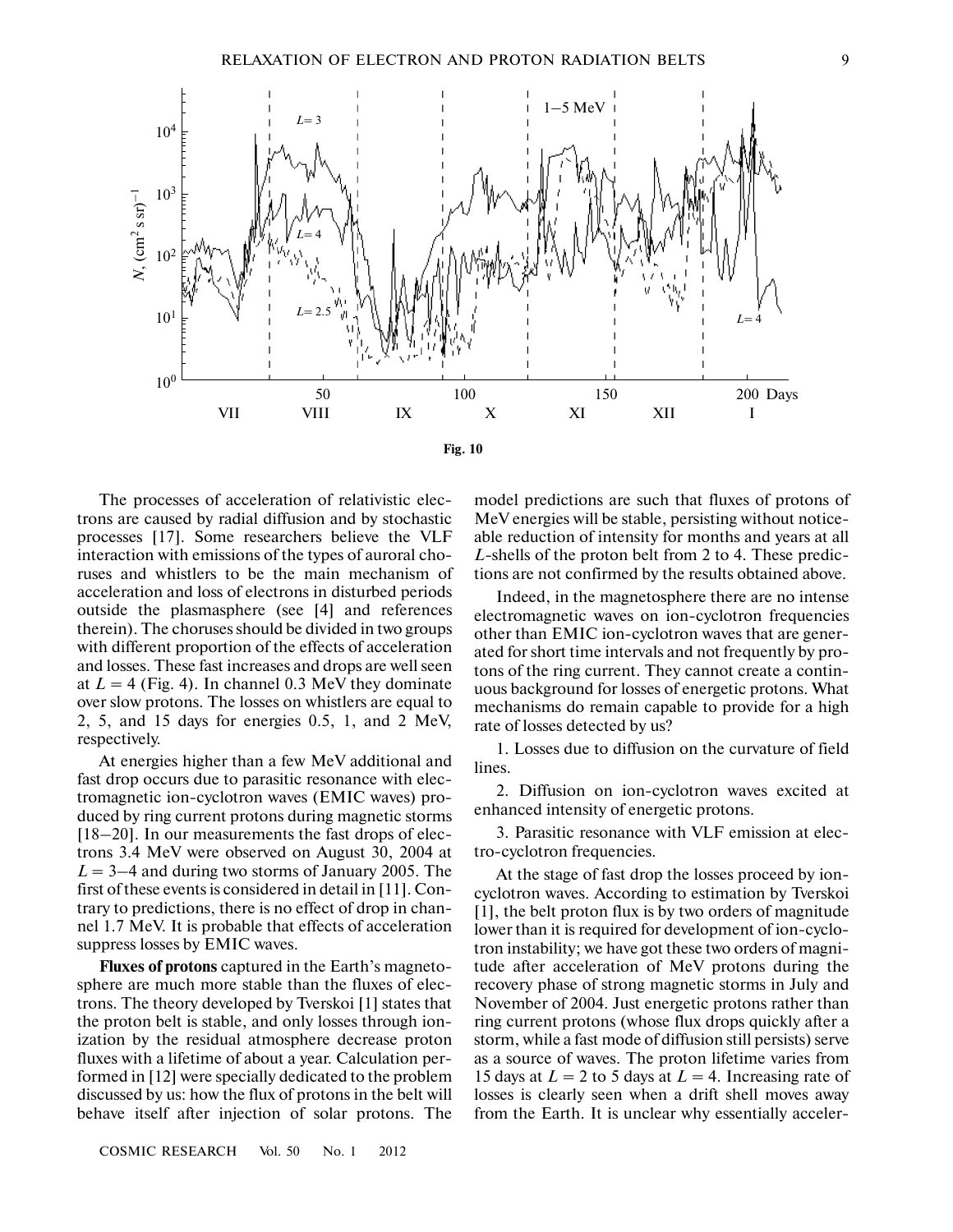Fig. 10

The processes of acceleration of relativistic electrons are caused by radial diffusion and by stochastic processes [17]. Some researchers believe the VLF interaction with emissions of the types of auroral choruses and whistlers to be the main mechanism of acceleration and loss of electrons in disturbed periods outside the plasmasphere (see [4] and references therein). The choruses should be divided in two groups with different proportion of the effects of acceleration and losses. These fast increases and drops are well seen at $L = 4$ (Fig. 4). In channel 0.3 MeV they dominate over slow protons. The losses on whistlers are equal to 2, 5, and 15 days for energies 0.5, 1, and 2 MeV, respectively.

At energies higher than a few MeV additional and fast drop occurs due to parasitic resonance with electromagnetic ion-cyclotron waves (EMIC waves) produced by ring current protons during magnetic storms [18–20]. In our measurements the fast drops of electrons 3.4 MeV were observed on August 30, 2004 at $L = 3$–$4$ and during two storms of January 2005. The first of these events is considered in detail in [11]. Contrary to predictions, there is no effect of drop in channel 1.7 MeV. It is probable that effects of acceleration suppress losses by EMIC waves.

**Fluxes of protons** captured in the Earth's magnetosphere are much more stable than the fluxes of electrons. The theory developed by Tverskoi [1] states that the proton belt is stable, and only losses through ionization by the residual atmosphere decrease proton fluxes with a lifetime of about a year. Calculation performed in [12] were specially dedicated to the problem discussed by us: how the flux of protons in the belt will behave itself after injection of solar protons. The model predictions are such that fluxes of protons of MeV energies will be stable, persisting without noticeable reduction of intensity for months and years at all $L$-shells of the proton belt from 2 to 4. These predictions are not confirmed by the results obtained above.

Indeed, in the magnetosphere there are no intense electromagnetic waves on ion-cyclotron frequencies other than EMIC ion-cyclotron waves that are generated for short time intervals and not frequently by protons of the ring current. They cannot create a continuous background for losses of energetic protons. What mechanisms do remain capable to provide for a high rate of losses detected by us?

1. Losses due to diffusion on the curvature of field lines.

2. Diffusion on ion-cyclotron waves excited at enhanced intensity of energetic protons.

3. Parasitic resonance with VLF emission at electro-cyclotron frequencies.

At the stage of fast drop the losses proceed by ion-cyclotron waves. According to estimation by Tverskoi [1], the belt proton flux is by two orders of magnitude lower than it is required for development of ion-cyclotron instability; we have got these two orders of magnitude after acceleration of MeV protons during the recovery phase of strong magnetic storms in July and November of 2004. Just energetic protons rather than ring current protons (whose flux drops quickly after a storm, while a fast mode of diffusion still persists) serve as a source of waves. The proton lifetime varies from 15 days at $L = 2$ to 5 days at $L = 4$. Increasing rate of losses is clearly seen when a drift shell moves away from the Earth. It is unclear why essentially acceler-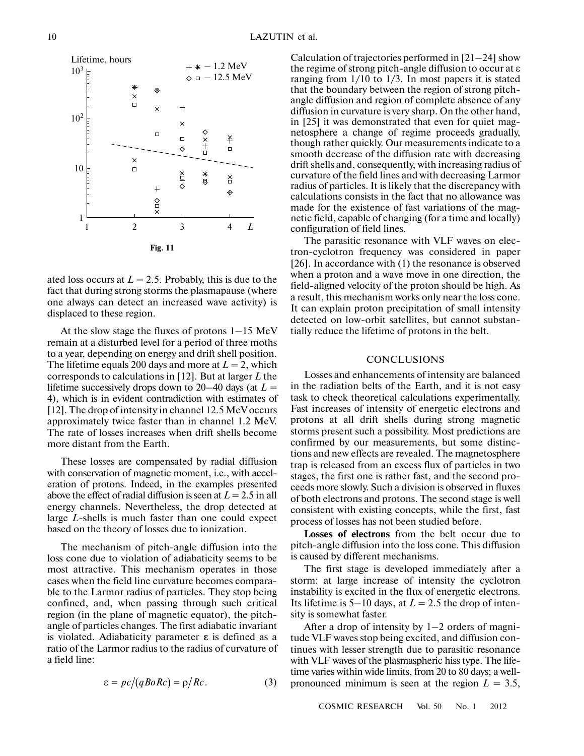Fig. 11

ated loss occurs at $L = 2.5$. Probably, this is due to the fact that during strong storms the plasmapause (where one always can detect an increased wave activity) is displaced to these region.

At the slow stage the fluxes of protons 1–15 MeV remain at a disturbed level for a period of three moths to a year, depending on energy and drift shell position. The lifetime equals 200 days and more at $L = 2$, which corresponds to calculations in [12]. But at larger $L$ the lifetime successively drops down to 20–40 days (at $L = 4$), which is in evident contradiction with estimates of [12]. The drop of intensity in channel 12.5 MeV occurs approximately twice faster than in channel 1.2 MeV. The rate of losses increases when drift shells become more distant from the Earth.

These losses are compensated by radial diffusion with conservation of magnetic moment, i.e., with acceleration of protons. Indeed, in the examples presented above the effect of radial diffusion is seen at $L = 2.5$ in all energy channels. Nevertheless, the drop detected at large $L$-shells is much faster than one could expect based on the theory of losses due to ionization.

The mechanism of pitch-angle diffusion into the loss cone due to violation of adiabaticity seems to be most attractive. This mechanism operates in those cases when the field line curvature becomes comparable to the Larmor radius of particles. They stop being confined, and, when passing through such critical region (in the plane of magnetic equator), the pitch-angle of particles changes. The first adiabatic invariant is violated. Adiabaticity parameter **ε** is defined as a ratio of the Larmor radius to the radius of curvature of a field line:

$$\varepsilon = pc/(qBoRc) = \rho/Rc. \qquad (3)$$

Calculation of trajectories performed in [21–24] show the regime of strong pitch-angle diffusion to occur at ε ranging from 1/10 to 1/3. In most papers it is stated that the boundary between the region of strong pitch-angle diffusion and region of complete absence of any diffusion in curvature is very sharp. On the other hand, in [25] it was demonstrated that even for quiet magnetosphere a change of regime proceeds gradually, though rather quickly. Our measurements indicate to a smooth decrease of the diffusion rate with decreasing drift shells and, consequently, with increasing radius of curvature of the field lines and with decreasing Larmor radius of particles. It is likely that the discrepancy with calculations consists in the fact that no allowance was made for the existence of fast variations of the magnetic field, capable of changing (for a time and locally) configuration of field lines.

The parasitic resonance with VLF waves on electron-cyclotron frequency was considered in paper [26]. In accordance with (1) the resonance is observed when a proton and a wave move in one direction, the field-aligned velocity of the proton should be high. As a result, this mechanism works only near the loss cone. It can explain proton precipitation of small intensity detected on low-orbit satellites, but cannot substantially reduce the lifetime of protons in the belt.

## CONCLUSIONS

Losses and enhancements of intensity are balanced in the radiation belts of the Earth, and it is not easy task to check theoretical calculations experimentally. Fast increases of intensity of energetic electrons and protons at all drift shells during strong magnetic storms present such a possibility. Most predictions are confirmed by our measurements, but some distinctions and new effects are revealed. The magnetosphere trap is released from an excess flux of particles in two stages, the first one is rather fast, and the second proceeds more slowly. Such a division is observed in fluxes of both electrons and protons. The second stage is well consistent with existing concepts, while the first, fast process of losses has not been studied before.

**Losses of electrons** from the belt occur due to pitch-angle diffusion into the loss cone. This diffusion is caused by different mechanisms.

The first stage is developed immediately after a storm: at large increase of intensity the cyclotron instability is excited in the flux of energetic electrons. Its lifetime is 5–10 days, at $L = 2.5$ the drop of intensity is somewhat faster.

After a drop of intensity by 1–2 orders of magnitude VLF waves stop being excited, and diffusion continues with lesser strength due to parasitic resonance with VLF waves of the plasmaspheric hiss type. The lifetime varies within wide limits, from 20 to 80 days; a well-pronounced minimum is seen at the region $L = 3.5$,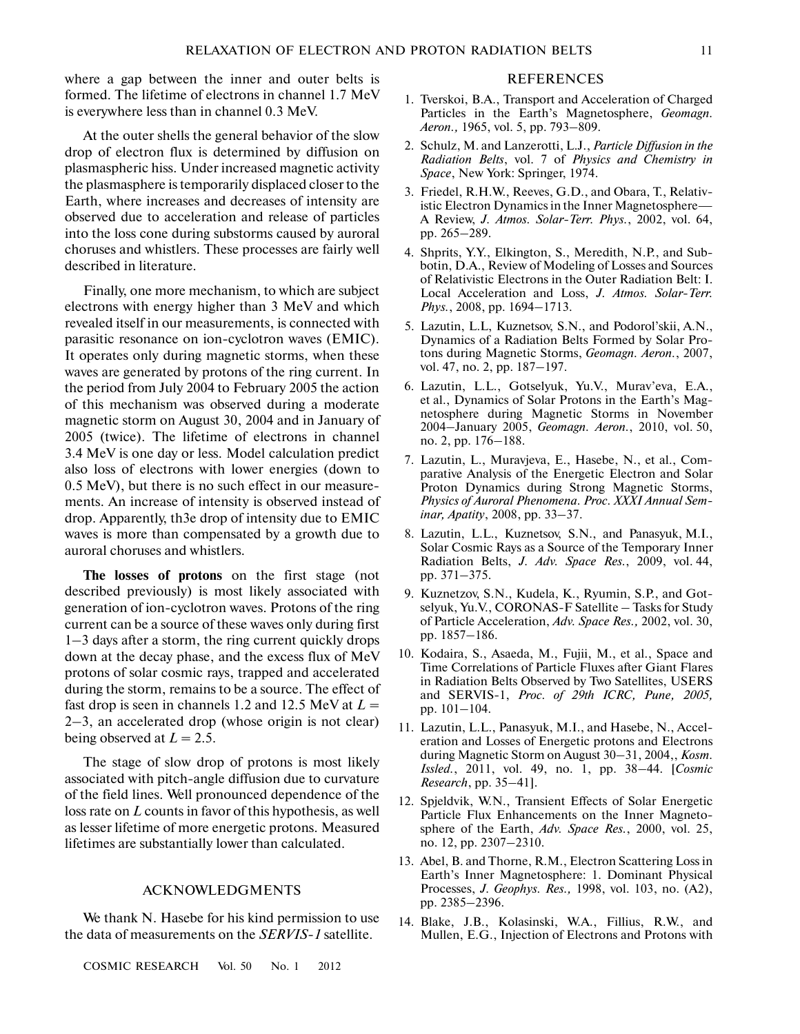where a gap between the inner and outer belts is formed. The lifetime of electrons in channel 1.7 MeV is everywhere less than in channel 0.3 MeV.

At the outer shells the general behavior of the slow drop of electron flux is determined by diffusion on plasmaspheric hiss. Under increased magnetic activity the plasmasphere is temporarily displaced closer to the Earth, where increases and decreases of intensity are observed due to acceleration and release of particles into the loss cone during substorms caused by auroral choruses and whistlers. These processes are fairly well described in literature.

Finally, one more mechanism, to which are subject electrons with energy higher than 3 MeV and which revealed itself in our measurements, is connected with parasitic resonance on ion-cyclotron waves (EMIC). It operates only during magnetic storms, when these waves are generated by protons of the ring current. In the period from July 2004 to February 2005 the action of this mechanism was observed during a moderate magnetic storm on August 30, 2004 and in January of 2005 (twice). The lifetime of electrons in channel 3.4 MeV is one day or less. Model calculation predict also loss of electrons with lower energies (down to 0.5 MeV), but there is no such effect in our measurements. An increase of intensity is observed instead of drop. Apparently, th3e drop of intensity due to EMIC waves is more than compensated by a growth due to auroral choruses and whistlers.

**The losses of protons** on the first stage (not described previously) is most likely associated with generation of ion-cyclotron waves. Protons of the ring current can be a source of these waves only during first 1–3 days after a storm, the ring current quickly drops down at the decay phase, and the excess flux of MeV protons of solar cosmic rays, trapped and accelerated during the storm, remains to be a source. The effect of fast drop is seen in channels 1.2 and 12.5 MeV at $L$ = 2–3, an accelerated drop (whose origin is not clear) being observed at $L = 2.5$.

The stage of slow drop of protons is most likely associated with pitch-angle diffusion due to curvature of the field lines. Well pronounced dependence of the loss rate on $L$ counts in favor of this hypothesis, as well as lesser lifetime of more energetic protons. Measured lifetimes are substantially lower than calculated.

## ACKNOWLEDGMENTS

We thank N. Hasebe for his kind permission to use the data of measurements on the *SERVIS-1* satellite.

## REFERENCES

1. Tverskoi, B.A., Transport and Acceleration of Charged Particles in the Earth's Magnetosphere, *Geomagn. Aeron.,* 1965, vol. 5, pp. 793–809.
2. Schulz, M. and Lanzerotti, L.J., *Particle Diffusion in the Radiation Belts*, vol. 7 of *Physics and Chemistry in Space*, New York: Springer, 1974.
3. Friedel, R.H.W., Reeves, G.D., and Obara, T., Relativistic Electron Dynamics in the Inner Magnetosphere—A Review, *J. Atmos. Solar-Terr. Phys.*, 2002, vol. 64, pp. 265–289.
4. Shprits, Y.Y., Elkington, S., Meredith, N.P., and Subbotin, D.A., Review of Modeling of Losses and Sources of Relativistic Electrons in the Outer Radiation Belt: I. Local Acceleration and Loss, *J. Atmos. Solar-Terr. Phys.*, 2008, pp. 1694–1713.
5. Lazutin, L.L, Kuznetsov, S.N., and Podorol'skii, A.N., Dynamics of a Radiation Belts Formed by Solar Protons during Magnetic Storms, *Geomagn. Aeron.*, 2007, vol. 47, no. 2, pp. 187–197.
6. Lazutin, L.L., Gotselyuk, Yu.V., Murav'eva, E.A., et al., Dynamics of Solar Protons in the Earth's Magnetosphere during Magnetic Storms in November 2004–January 2005, *Geomagn. Aeron.*, 2010, vol. 50, no. 2, pp. 176–188.
7. Lazutin, L., Muravjeva, E., Hasebe, N., et al., Comparative Analysis of the Energetic Electron and Solar Proton Dynamics during Strong Magnetic Storms, *Physics of Auroral Phenomena. Proc. XXXI Annual Seminar, Apatity*, 2008, pp. 33–37.
8. Lazutin, L.L., Kuznetsov, S.N., and Panasyuk, M.I., Solar Cosmic Rays as a Source of the Temporary Inner Radiation Belts, *J. Adv. Space Res.*, 2009, vol. 44, pp. 371–375.
9. Kuznetzov, S.N., Kudela, K., Ryumin, S.P., and Gotselyuk, Yu.V., CORONAS-F Satellite – Tasks for Study of Particle Acceleration, *Adv. Space Res.,* 2002, vol. 30, pp. 1857–186.
10. Kodaira, S., Asaeda, M., Fujii, M., et al., Space and Time Correlations of Particle Fluxes after Giant Flares in Radiation Belts Observed by Two Satellites, USERS and SERVIS-1, *Proc. of 29th ICRC, Pune, 2005,* pp. 101–104.
11. Lazutin, L.L., Panasyuk, M.I., and Hasebe, N., Acceleration and Losses of Energetic protons and Electrons during Magnetic Storm on August 30–31, 2004,, *Kosm. Issled.*, 2011, vol. 49, no. 1, pp. 38–44. [*Cosmic Research*, pp. 35–41].
12. Spjeldvik, W.N., Transient Effects of Solar Energetic Particle Flux Enhancements on the Inner Magnetosphere of the Earth, *Adv. Space Res.*, 2000, vol. 25, no. 12, pp. 2307–2310.
13. Abel, B. and Thorne, R.M., Electron Scattering Loss in Earth's Inner Magnetosphere: 1. Dominant Physical Processes, *J. Geophys. Res.,* 1998, vol. 103, no. (A2), pp. 2385–2396.
14. Blake, J.B., Kolasinski, W.A., Fillius, R.W., and Mullen, E.G., Injection of Electrons and Protons with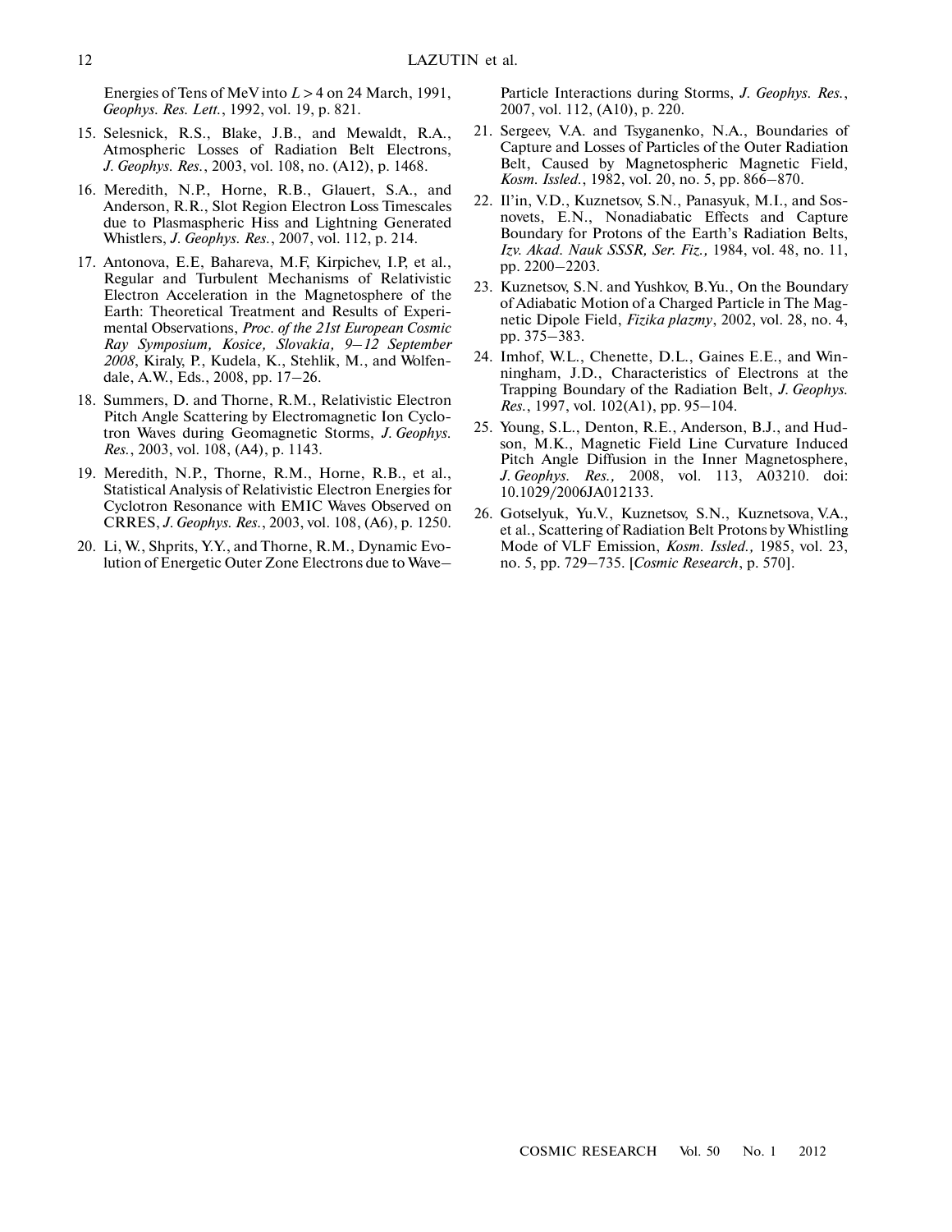Energies of Tens of MeV into $L > 4$ on 24 March, 1991, *Geophys. Res. Lett.*, 1992, vol. 19, p. 821.

15. Selesnick, R.S., Blake, J.B., and Mewaldt, R.A., Atmospheric Losses of Radiation Belt Electrons, *J. Geophys. Res.*, 2003, vol. 108, no. (A12), p. 1468.
16. Meredith, N.P., Horne, R.B., Glauert, S.A., and Anderson, R.R., Slot Region Electron Loss Timescales due to Plasmaspheric Hiss and Lightning Generated Whistlers, *J. Geophys. Res.*, 2007, vol. 112, p. 214.
17. Antonova, E.E, Bahareva, M.F, Kirpichev, I.P, et al., Regular and Turbulent Mechanisms of Relativistic Electron Acceleration in the Magnetosphere of the Earth: Theoretical Treatment and Results of Experimental Observations, *Proc. of the 21st European Cosmic Ray Symposium, Kosice, Slovakia, 9–12 September 2008*, Kiraly, P., Kudela, K., Stehlik, M., and Wolfendale, A.W., Eds., 2008, pp. 17–26.
18. Summers, D. and Thorne, R.M., Relativistic Electron Pitch Angle Scattering by Electromagnetic Ion Cyclotron Waves during Geomagnetic Storms, *J. Geophys. Res.*, 2003, vol. 108, (A4), p. 1143.
19. Meredith, N.P., Thorne, R.M., Horne, R.B., et al., Statistical Analysis of Relativistic Electron Energies for Cyclotron Resonance with EMIC Waves Observed on CRRES, *J. Geophys. Res.*, 2003, vol. 108, (A6), p. 1250.
20. Li, W., Shprits, Y.Y., and Thorne, R.M., Dynamic Evolution of Energetic Outer Zone Electrons due to Wave–Particle Interactions during Storms, *J. Geophys. Res.*, 2007, vol. 112, (A10), p. 220.
21. Sergeev, V.A. and Tsyganenko, N.A., Boundaries of Capture and Losses of Particles of the Outer Radiation Belt, Caused by Magnetospheric Magnetic Field, *Kosm. Issled.*, 1982, vol. 20, no. 5, pp. 866–870.
22. Il'in, V.D., Kuznetsov, S.N., Panasyuk, M.I., and Sosnovets, E.N., Nonadiabatic Effects and Capture Boundary for Protons of the Earth's Radiation Belts, *Izv. Akad. Nauk SSSR, Ser. Fiz.,* 1984, vol. 48, no. 11, pp. 2200–2203.
23. Kuznetsov, S.N. and Yushkov, B.Yu., On the Boundary of Adiabatic Motion of a Charged Particle in The Magnetic Dipole Field, *Fizika plazmy*, 2002, vol. 28, no. 4, pp. 375–383.
24. Imhof, W.L., Chenette, D.L., Gaines E.E., and Winningham, J.D., Characteristics of Electrons at the Trapping Boundary of the Radiation Belt, *J. Geophys. Res.*, 1997, vol. 102(A1), pp. 95–104.
25. Young, S.L., Denton, R.E., Anderson, B.J., and Hudson, M.K., Magnetic Field Line Curvature Induced Pitch Angle Diffusion in the Inner Magnetosphere, *J. Geophys. Res.,* 2008, vol. 113, A03210. doi: 10.1029/2006JA012133.
26. Gotselyuk, Yu.V., Kuznetsov, S.N., Kuznetsova, V.A., et al., Scattering of Radiation Belt Protons by Whistling Mode of VLF Emission, *Kosm. Issled.,* 1985, vol. 23, no. 5, pp. 729–735. [*Cosmic Research*, p. 570].